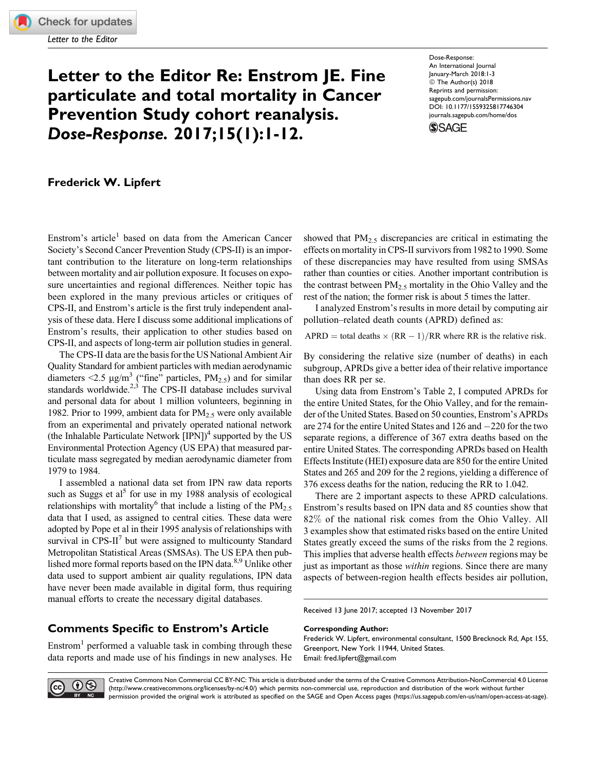Letter to the Editor

# Letter to the Editor Re: Enstrom JE. Fine particulate and total mortality in Cancer Prevention Study cohort reanalysis. *Dose-Response*. 2017;15(1):1-12.

Dose-Response:
An International Journal
January-March 2018:1-3
© The Author(s) 2018
Reprints and permission:
sagepub.com/journalsPermissions.nav
DOI: 10.1177/1559325817746304
journals.sagepub.com/home/dos

**Frederick W. Lipfert**

Enstrom's article[1] based on data from the American Cancer Society's Second Cancer Prevention Study (CPS-II) is an important contribution to the literature on long-term relationships between mortality and air pollution exposure. It focuses on exposure uncertainties and regional differences. Neither topic has been explored in the many previous articles or critiques of CPS-II, and Enstrom's article is the first truly independent analysis of these data. Here I discuss some additional implications of Enstrom's results, their application to other studies based on CPS-II, and aspects of long-term air pollution studies in general.

The CPS-II data are the basis for the US National Ambient Air Quality Standard for ambient particles with median aerodynamic diameters <2.5 μg/m$^3$ ("fine" particles, $PM_{2.5}$) and for similar standards worldwide.[2,3] The CPS-II database includes survival and personal data for about 1 million volunteers, beginning in 1982. Prior to 1999, ambient data for $PM_{2.5}$ were only available from an experimental and privately operated national network (the Inhalable Particulate Network [IPN])[4] supported by the US Environmental Protection Agency (US EPA) that measured particulate mass segregated by median aerodynamic diameter from 1979 to 1984.

I assembled a national data set from IPN raw data reports such as Suggs et al[5] for use in my 1988 analysis of ecological relationships with mortality[6] that include a listing of the $PM_{2.5}$ data that I used, as assigned to central cities. These data were adopted by Pope et al in their 1995 analysis of relationships with survival in CPS-II[7] but were assigned to multicounty Standard Metropolitan Statistical Areas (SMSAs). The US EPA then published more formal reports based on the IPN data.[8,9] Unlike other data used to support ambient air quality regulations, IPN data have never been made available in digital form, thus requiring manual efforts to create the necessary digital databases.

## Comments Specific to Enstrom's Article

Enstrom[1] performed a valuable task in combing through these data reports and made use of his findings in new analyses. He showed that $PM_{2.5}$ discrepancies are critical in estimating the effects on mortality in CPS-II survivors from 1982 to 1990. Some of these discrepancies may have resulted from using SMSAs rather than counties or cities. Another important contribution is the contrast between $PM_{2.5}$ mortality in the Ohio Valley and the rest of the nation; the former risk is about 5 times the latter.

I analyzed Enstrom's results in more detail by computing air pollution–related death counts (APRD) defined as:

$$\text{APRD} = \text{total deaths} \times (\text{RR} - 1)/\text{RR} \text{ where RR is the relative risk.}$$

By considering the relative size (number of deaths) in each subgroup, APRDs give a better idea of their relative importance than does RR per se.

Using data from Enstrom's Table 2, I computed APRDs for the entire United States, for the Ohio Valley, and for the remainder of the United States. Based on 50 counties, Enstrom's APRDs are 274 for the entire United States and 126 and −220 for the two separate regions, a difference of 367 extra deaths based on the entire United States. The corresponding APRDs based on Health Effects Institute (HEI) exposure data are 850 for the entire United States and 265 and 209 for the 2 regions, yielding a difference of 376 excess deaths for the nation, reducing the RR to 1.042.

There are 2 important aspects to these APRD calculations. Enstrom's results based on IPN data and 85 counties show that 82% of the national risk comes from the Ohio Valley. All 3 examples show that estimated risks based on the entire United States greatly exceed the sums of the risks from the 2 regions. This implies that adverse health effects *between* regions may be just as important as those *within* regions. Since there are many aspects of between-region health effects besides air pollution,

Received 13 June 2017; accepted 13 November 2017

**Corresponding Author:**
Frederick W. Lipfert, environmental consultant, 1500 Brecknock Rd, Apt 155, Greenport, New York 11944, United States.
Email: fred.lipfert@gmail.com

Creative Commons Non Commercial CC BY-NC: This article is distributed under the terms of the Creative Commons Attribution-NonCommercial 4.0 License (http://www.creativecommons.org/licenses/by-nc/4.0/) which permits non-commercial use, reproduction and distribution of the work without further permission provided the original work is attributed as specified on the SAGE and Open Access pages (https://us.sagepub.com/en-us/nam/open-access-at-sage).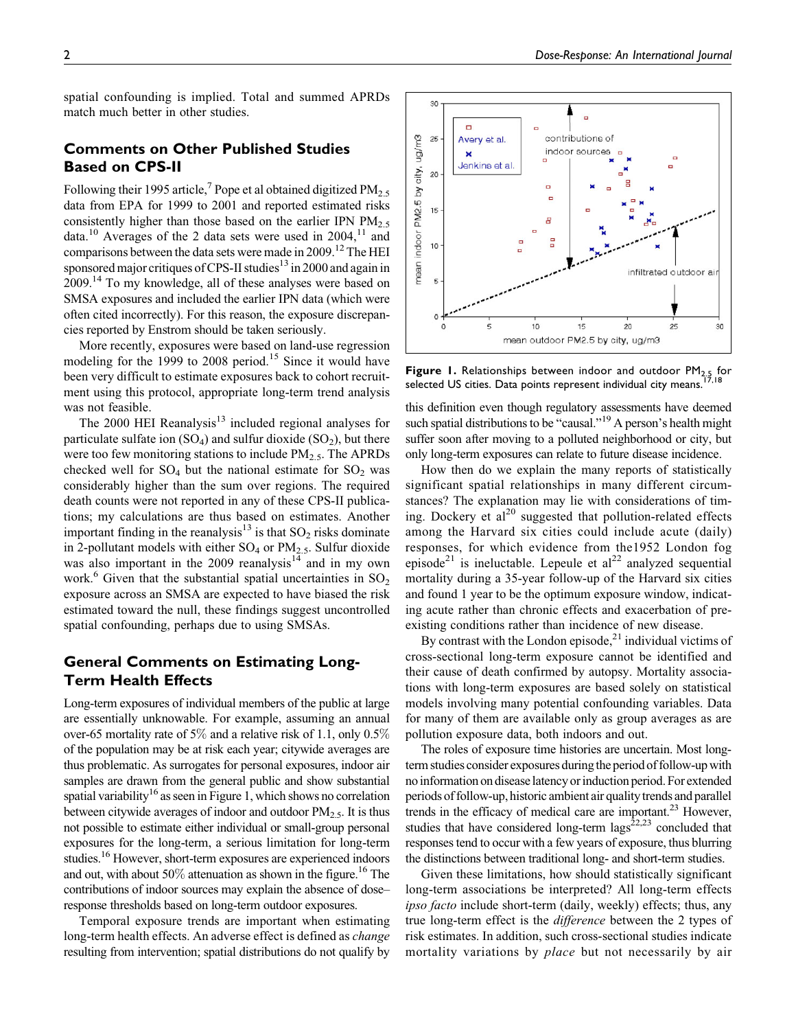spatial confounding is implied. Total and summed APRDs match much better in other studies.

## Comments on Other Published Studies Based on CPS-II

Following their 1995 article,[7] Pope et al obtained digitized $PM_{2.5}$ data from EPA for 1999 to 2001 and reported estimated risks consistently higher than those based on the earlier IPN $PM_{2.5}$ data.[10] Averages of the 2 data sets were used in 2004,[11] and comparisons between the data sets were made in 2009.[12] The HEI sponsored major critiques of CPS-II studies[13] in 2000 and again in 2009.[14] To my knowledge, all of these analyses were based on SMSA exposures and included the earlier IPN data (which were often cited incorrectly). For this reason, the exposure discrepancies reported by Enstrom should be taken seriously.

More recently, exposures were based on land-use regression modeling for the 1999 to 2008 period.[15] Since it would have been very difficult to estimate exposures back to cohort recruitment using this protocol, appropriate long-term trend analysis was not feasible.

The 2000 HEI Reanalysis[13] included regional analyses for particulate sulfate ion ($SO_4$) and sulfur dioxide ($SO_2$), but there were too few monitoring stations to include $PM_{2.5}$. The APRDs checked well for $SO_4$ but the national estimate for $SO_2$ was considerably higher than the sum over regions. The required death counts were not reported in any of these CPS-II publications; my calculations are thus based on estimates. Another important finding in the reanalysis[13] is that $SO_2$ risks dominate in 2-pollutant models with either $SO_4$ or $PM_{2.5}$. Sulfur dioxide was also important in the 2009 reanalysis[14] and in my own work.[6] Given that the substantial spatial uncertainties in $SO_2$ exposure across an SMSA are expected to have biased the risk estimated toward the null, these findings suggest uncontrolled spatial confounding, perhaps due to using SMSAs.

## General Comments on Estimating Long-Term Health Effects

Long-term exposures of individual members of the public at large are essentially unknowable. For example, assuming an annual over-65 mortality rate of 5% and a relative risk of 1.1, only 0.5% of the population may be at risk each year; citywide averages are thus problematic. As surrogates for personal exposures, indoor air samples are drawn from the general public and show substantial spatial variability[16] as seen in Figure 1, which shows no correlation between citywide averages of indoor and outdoor $PM_{2.5}$. It is thus not possible to estimate either individual or small-group personal exposures for the long-term, a serious limitation for long-term studies.[16] However, short-term exposures are experienced indoors and out, with about 50% attenuation as shown in the figure.[16] The contributions of indoor sources may explain the absence of dose–response thresholds based on long-term outdoor exposures.

Temporal exposure trends are important when estimating long-term health effects. An adverse effect is defined as *change* resulting from intervention; spatial distributions do not qualify by this definition even though regulatory assessments have deemed such spatial distributions to be "causal."[19] A person's health might suffer soon after moving to a polluted neighborhood or city, but only long-term exposures can relate to future disease incidence.

**Figure 1.** Relationships between indoor and outdoor $PM_{2.5}$ for selected US cities. Data points represent individual city means.[17,18]

How then do we explain the many reports of statistically significant spatial relationships in many different circumstances? The explanation may lie with considerations of timing. Dockery et al[20] suggested that pollution-related effects among the Harvard six cities could include acute (daily) responses, for which evidence from the1952 London fog episode[21] is ineluctable. Lepeule et al[22] analyzed sequential mortality during a 35-year follow-up of the Harvard six cities and found 1 year to be the optimum exposure window, indicating acute rather than chronic effects and exacerbation of preexisting conditions rather than incidence of new disease.

By contrast with the London episode,[21] individual victims of cross-sectional long-term exposure cannot be identified and their cause of death confirmed by autopsy. Mortality associations with long-term exposures are based solely on statistical models involving many potential confounding variables. Data for many of them are available only as group averages as are pollution exposure data, both indoors and out.

The roles of exposure time histories are uncertain. Most long-term studies consider exposures during the period of follow-up with no information on disease latency or induction period. For extended periods of follow-up, historic ambient air quality trends and parallel trends in the efficacy of medical care are important.[23] However, studies that have considered long-term lags[22,23] concluded that responses tend to occur with a few years of exposure, thus blurring the distinctions between traditional long- and short-term studies.

Given these limitations, how should statistically significant long-term associations be interpreted? All long-term effects *ipso facto* include short-term (daily, weekly) effects; thus, any true long-term effect is the *difference* between the 2 types of risk estimates. In addition, such cross-sectional studies indicate mortality variations by *place* but not necessarily by air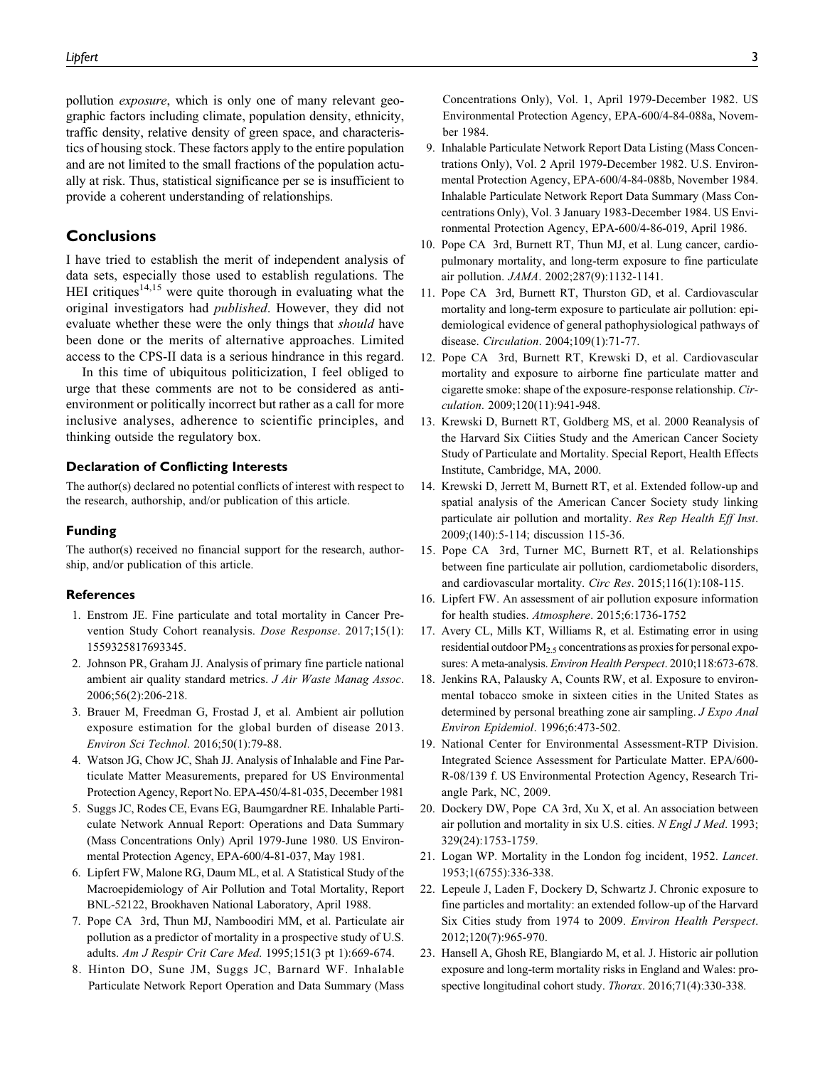pollution *exposure*, which is only one of many relevant geographic factors including climate, population density, ethnicity, traffic density, relative density of green space, and characteristics of housing stock. These factors apply to the entire population and are not limited to the small fractions of the population actually at risk. Thus, statistical significance per se is insufficient to provide a coherent understanding of relationships.

## Conclusions

I have tried to establish the merit of independent analysis of data sets, especially those used to establish regulations. The HEI critiques[14,15] were quite thorough in evaluating what the original investigators had *published*. However, they did not evaluate whether these were the only things that *should* have been done or the merits of alternative approaches. Limited access to the CPS-II data is a serious hindrance in this regard.

In this time of ubiquitous politicization, I feel obliged to urge that these comments are not to be considered as anti-environment or politically incorrect but rather as a call for more inclusive analyses, adherence to scientific principles, and thinking outside the regulatory box.

### Declaration of Conflicting Interests

The author(s) declared no potential conflicts of interest with respect to the research, authorship, and/or publication of this article.

### Funding

The author(s) received no financial support for the research, authorship, and/or publication of this article.

### References

1. Enstrom JE. Fine particulate and total mortality in Cancer Prevention Study Cohort reanalysis. *Dose Response*. 2017;15(1): 1559325817693345.
2. Johnson PR, Graham JJ. Analysis of primary fine particle national ambient air quality standard metrics. *J Air Waste Manag Assoc*. 2006;56(2):206-218.
3. Brauer M, Freedman G, Frostad J, et al. Ambient air pollution exposure estimation for the global burden of disease 2013. *Environ Sci Technol*. 2016;50(1):79-88.
4. Watson JG, Chow JC, Shah JJ. Analysis of Inhalable and Fine Particulate Matter Measurements, prepared for US Environmental Protection Agency, Report No. EPA-450/4-81-035, December 1981
5. Suggs JC, Rodes CE, Evans EG, Baumgardner RE. Inhalable Particulate Network Annual Report: Operations and Data Summary (Mass Concentrations Only) April 1979-June 1980. US Environmental Protection Agency, EPA-600/4-81-037, May 1981.
6. Lipfert FW, Malone RG, Daum ML, et al. A Statistical Study of the Macroepidemiology of Air Pollution and Total Mortality, Report BNL-52122, Brookhaven National Laboratory, April 1988.
7. Pope CA 3rd, Thun MJ, Namboodiri MM, et al. Particulate air pollution as a predictor of mortality in a prospective study of U.S. adults. *Am J Respir Crit Care Med*. 1995;151(3 pt 1):669-674.
8. Hinton DO, Sune JM, Suggs JC, Barnard WF. Inhalable Particulate Network Report Operation and Data Summary (Mass Concentrations Only), Vol. 1, April 1979-December 1982. US Environmental Protection Agency, EPA-600/4-84-088a, November 1984.
9. Inhalable Particulate Network Report Data Listing (Mass Concentrations Only), Vol. 2 April 1979-December 1982. U.S. Environmental Protection Agency, EPA-600/4-84-088b, November 1984. Inhalable Particulate Network Report Data Summary (Mass Concentrations Only), Vol. 3 January 1983-December 1984. US Environmental Protection Agency, EPA-600/4-86-019, April 1986.
10. Pope CA 3rd, Burnett RT, Thun MJ, et al. Lung cancer, cardiopulmonary mortality, and long-term exposure to fine particulate air pollution. *JAMA*. 2002;287(9):1132-1141.
11. Pope CA 3rd, Burnett RT, Thurston GD, et al. Cardiovascular mortality and long-term exposure to particulate air pollution: epidemiological evidence of general pathophysiological pathways of disease. *Circulation*. 2004;109(1):71-77.
12. Pope CA 3rd, Burnett RT, Krewski D, et al. Cardiovascular mortality and exposure to airborne fine particulate matter and cigarette smoke: shape of the exposure-response relationship. *Circulation*. 2009;120(11):941-948.
13. Krewski D, Burnett RT, Goldberg MS, et al. 2000 Reanalysis of the Harvard Six Ciities Study and the American Cancer Society Study of Particulate and Mortality. Special Report, Health Effects Institute, Cambridge, MA, 2000.
14. Krewski D, Jerrett M, Burnett RT, et al. Extended follow-up and spatial analysis of the American Cancer Society study linking particulate air pollution and mortality. *Res Rep Health Eff Inst*. 2009;(140):5-114; discussion 115-36.
15. Pope CA 3rd, Turner MC, Burnett RT, et al. Relationships between fine particulate air pollution, cardiometabolic disorders, and cardiovascular mortality. *Circ Res*. 2015;116(1):108-115.
16. Lipfert FW. An assessment of air pollution exposure information for health studies. *Atmosphere*. 2015;6:1736-1752
17. Avery CL, Mills KT, Williams R, et al. Estimating error in using residential outdoor $PM_{2.5}$ concentrations as proxies for personal exposures: A meta-analysis. *Environ Health Perspect*. 2010;118:673-678.
18. Jenkins RA, Palausky A, Counts RW, et al. Exposure to environmental tobacco smoke in sixteen cities in the United States as determined by personal breathing zone air sampling. *J Expo Anal Environ Epidemiol*. 1996;6:473-502.
19. National Center for Environmental Assessment-RTP Division. Integrated Science Assessment for Particulate Matter. EPA/600-R-08/139 f. US Environmental Protection Agency, Research Triangle Park, NC, 2009.
20. Dockery DW, Pope CA 3rd, Xu X, et al. An association between air pollution and mortality in six U.S. cities. *N Engl J Med*. 1993; 329(24):1753-1759.
21. Logan WP. Mortality in the London fog incident, 1952. *Lancet*. 1953;1(6755):336-338.
22. Lepeule J, Laden F, Dockery D, Schwartz J. Chronic exposure to fine particles and mortality: an extended follow-up of the Harvard Six Cities study from 1974 to 2009. *Environ Health Perspect*. 2012;120(7):965-970.
23. Hansell A, Ghosh RE, Blangiardo M, et al. J. Historic air pollution exposure and long-term mortality risks in England and Wales: prospective longitudinal cohort study. *Thorax*. 2016;71(4):330-338.